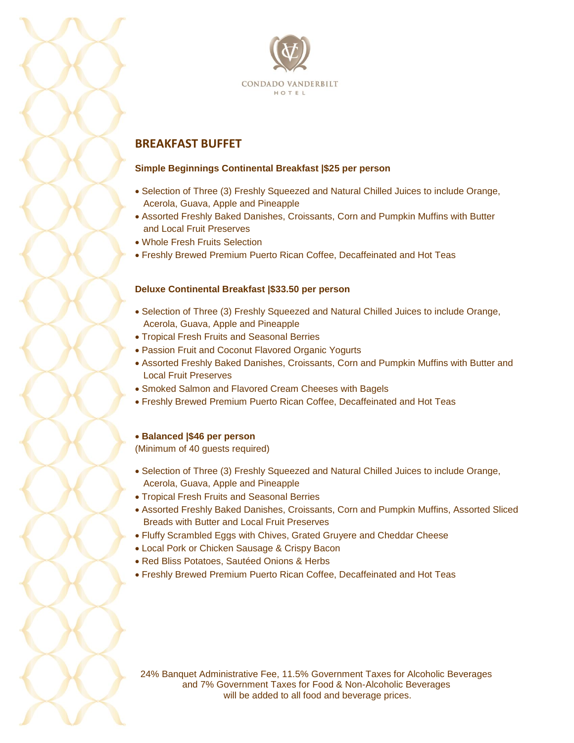CONDADO VANDERBILT
HOTEL

## BREAKFAST BUFFET

**Simple Beginnings Continental Breakfast |$25 per person**

- Selection of Three (3) Freshly Squeezed and Natural Chilled Juices to include Orange, Acerola, Guava, Apple and Pineapple
- Assorted Freshly Baked Danishes, Croissants, Corn and Pumpkin Muffins with Butter and Local Fruit Preserves
- Whole Fresh Fruits Selection
- Freshly Brewed Premium Puerto Rican Coffee, Decaffeinated and Hot Teas

**Deluxe Continental Breakfast |$33.50 per person**

- Selection of Three (3) Freshly Squeezed and Natural Chilled Juices to include Orange, Acerola, Guava, Apple and Pineapple
- Tropical Fresh Fruits and Seasonal Berries
- Passion Fruit and Coconut Flavored Organic Yogurts
- Assorted Freshly Baked Danishes, Croissants, Corn and Pumpkin Muffins with Butter and Local Fruit Preserves
- Smoked Salmon and Flavored Cream Cheeses with Bagels
- Freshly Brewed Premium Puerto Rican Coffee, Decaffeinated and Hot Teas

- **Balanced |$46 per person**

(Minimum of 40 guests required)

- Selection of Three (3) Freshly Squeezed and Natural Chilled Juices to include Orange, Acerola, Guava, Apple and Pineapple
- Tropical Fresh Fruits and Seasonal Berries
- Assorted Freshly Baked Danishes, Croissants, Corn and Pumpkin Muffins, Assorted Sliced Breads with Butter and Local Fruit Preserves
- Fluffy Scrambled Eggs with Chives, Grated Gruyere and Cheddar Cheese
- Local Pork or Chicken Sausage & Crispy Bacon
- Red Bliss Potatoes, Sautéed Onions & Herbs
- Freshly Brewed Premium Puerto Rican Coffee, Decaffeinated and Hot Teas

24% Banquet Administrative Fee, 11.5% Government Taxes for Alcoholic Beverages and 7% Government Taxes for Food & Non-Alcoholic Beverages will be added to all food and beverage prices.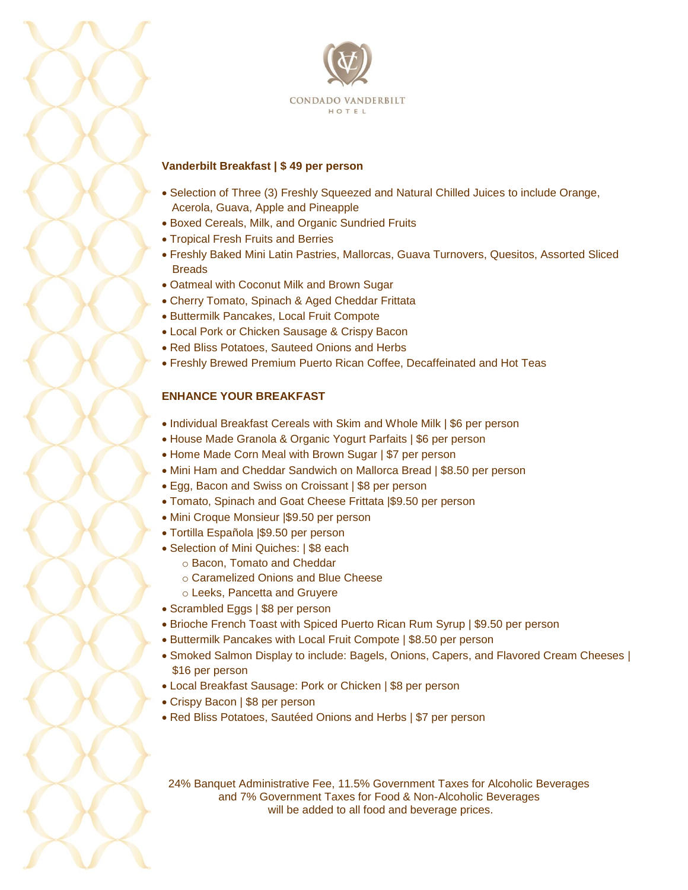CONDADO VANDERBILT
HOTEL

**Vanderbilt Breakfast | $ 49 per person**

- Selection of Three (3) Freshly Squeezed and Natural Chilled Juices to include Orange, Acerola, Guava, Apple and Pineapple
- Boxed Cereals, Milk, and Organic Sundried Fruits
- Tropical Fresh Fruits and Berries
- Freshly Baked Mini Latin Pastries, Mallorcas, Guava Turnovers, Quesitos, Assorted Sliced Breads
- Oatmeal with Coconut Milk and Brown Sugar
- Cherry Tomato, Spinach & Aged Cheddar Frittata
- Buttermilk Pancakes, Local Fruit Compote
- Local Pork or Chicken Sausage & Crispy Bacon
- Red Bliss Potatoes, Sauteed Onions and Herbs
- Freshly Brewed Premium Puerto Rican Coffee, Decaffeinated and Hot Teas

**ENHANCE YOUR BREAKFAST**

- Individual Breakfast Cereals with Skim and Whole Milk | $6 per person
- House Made Granola & Organic Yogurt Parfaits | $6 per person
- Home Made Corn Meal with Brown Sugar | $7 per person
- Mini Ham and Cheddar Sandwich on Mallorca Bread | $8.50 per person
- Egg, Bacon and Swiss on Croissant | $8 per person
- Tomato, Spinach and Goat Cheese Frittata |$9.50 per person
- Mini Croque Monsieur |$9.50 per person
- Tortilla Española |$9.50 per person
- Selection of Mini Quiches: | $8 each
  - Bacon, Tomato and Cheddar
  - Caramelized Onions and Blue Cheese
  - Leeks, Pancetta and Gruyere
- Scrambled Eggs | $8 per person
- Brioche French Toast with Spiced Puerto Rican Rum Syrup | $9.50 per person
- Buttermilk Pancakes with Local Fruit Compote | $8.50 per person
- Smoked Salmon Display to include: Bagels, Onions, Capers, and Flavored Cream Cheeses | $16 per person
- Local Breakfast Sausage: Pork or Chicken | $8 per person
- Crispy Bacon | $8 per person
- Red Bliss Potatoes, Sautéed Onions and Herbs | $7 per person

24% Banquet Administrative Fee, 11.5% Government Taxes for Alcoholic Beverages and 7% Government Taxes for Food & Non-Alcoholic Beverages will be added to all food and beverage prices.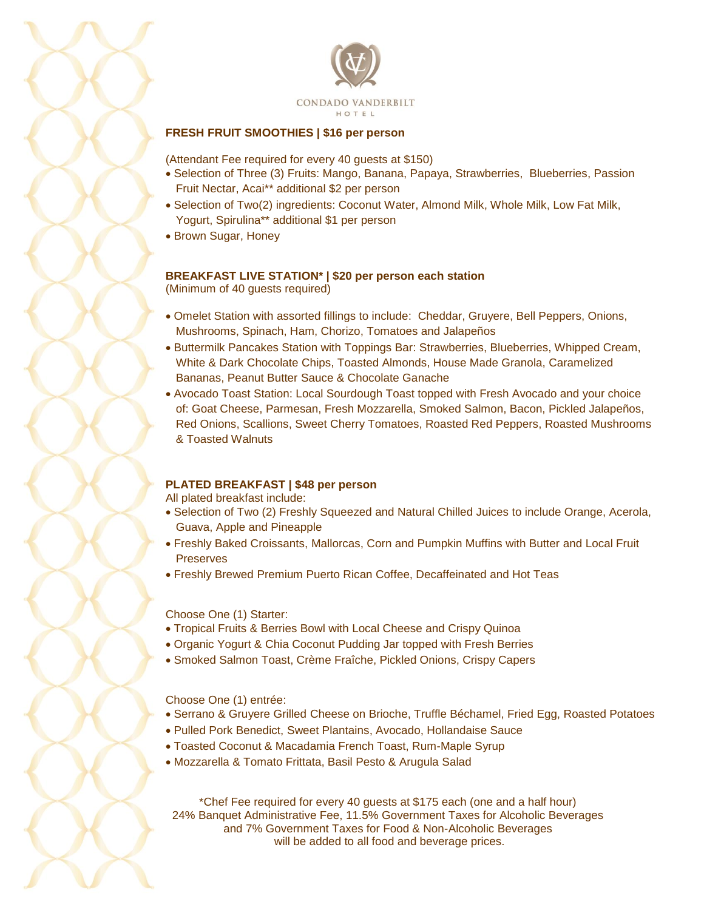CONDADO VANDERBILT
HOTEL

**FRESH FRUIT SMOOTHIES | $16 per person**

(Attendant Fee required for every 40 guests at $150)

- Selection of Three (3) Fruits: Mango, Banana, Papaya, Strawberries, Blueberries, Passion Fruit Nectar, Acai** additional $2 per person
- Selection of Two(2) ingredients: Coconut Water, Almond Milk, Whole Milk, Low Fat Milk, Yogurt, Spirulina** additional $1 per person
- Brown Sugar, Honey

**BREAKFAST LIVE STATION* | $20 per person each station**
(Minimum of 40 guests required)

- Omelet Station with assorted fillings to include: Cheddar, Gruyere, Bell Peppers, Onions, Mushrooms, Spinach, Ham, Chorizo, Tomatoes and Jalapeños
- Buttermilk Pancakes Station with Toppings Bar: Strawberries, Blueberries, Whipped Cream, White & Dark Chocolate Chips, Toasted Almonds, House Made Granola, Caramelized Bananas, Peanut Butter Sauce & Chocolate Ganache
- Avocado Toast Station: Local Sourdough Toast topped with Fresh Avocado and your choice of: Goat Cheese, Parmesan, Fresh Mozzarella, Smoked Salmon, Bacon, Pickled Jalapeños, Red Onions, Scallions, Sweet Cherry Tomatoes, Roasted Red Peppers, Roasted Mushrooms & Toasted Walnuts

**PLATED BREAKFAST | $48 per person**

All plated breakfast include:

- Selection of Two (2) Freshly Squeezed and Natural Chilled Juices to include Orange, Acerola, Guava, Apple and Pineapple
- Freshly Baked Croissants, Mallorcas, Corn and Pumpkin Muffins with Butter and Local Fruit Preserves
- Freshly Brewed Premium Puerto Rican Coffee, Decaffeinated and Hot Teas

Choose One (1) Starter:

- Tropical Fruits & Berries Bowl with Local Cheese and Crispy Quinoa
- Organic Yogurt & Chia Coconut Pudding Jar topped with Fresh Berries
- Smoked Salmon Toast, Crème Fraîche, Pickled Onions, Crispy Capers

Choose One (1) entrée:

- Serrano & Gruyere Grilled Cheese on Brioche, Truffle Béchamel, Fried Egg, Roasted Potatoes
- Pulled Pork Benedict, Sweet Plantains, Avocado, Hollandaise Sauce
- Toasted Coconut & Macadamia French Toast, Rum-Maple Syrup
- Mozzarella & Tomato Frittata, Basil Pesto & Arugula Salad

*Chef Fee required for every 40 guests at $175 each (one and a half hour)
24% Banquet Administrative Fee, 11.5% Government Taxes for Alcoholic Beverages and 7% Government Taxes for Food & Non-Alcoholic Beverages will be added to all food and beverage prices.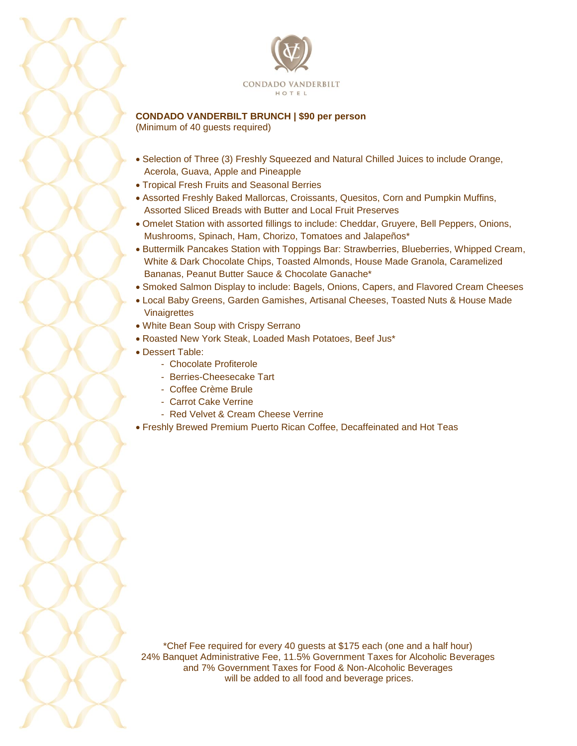CONDADO VANDERBILT

HOTEL

**CONDADO VANDERBILT BRUNCH | $90 per person**
(Minimum of 40 guests required)

- Selection of Three (3) Freshly Squeezed and Natural Chilled Juices to include Orange, Acerola, Guava, Apple and Pineapple
- Tropical Fresh Fruits and Seasonal Berries
- Assorted Freshly Baked Mallorcas, Croissants, Quesitos, Corn and Pumpkin Muffins, Assorted Sliced Breads with Butter and Local Fruit Preserves
- Omelet Station with assorted fillings to include: Cheddar, Gruyere, Bell Peppers, Onions, Mushrooms, Spinach, Ham, Chorizo, Tomatoes and Jalapeños*
- Buttermilk Pancakes Station with Toppings Bar: Strawberries, Blueberries, Whipped Cream, White & Dark Chocolate Chips, Toasted Almonds, House Made Granola, Caramelized Bananas, Peanut Butter Sauce & Chocolate Ganache*
- Smoked Salmon Display to include: Bagels, Onions, Capers, and Flavored Cream Cheeses
- Local Baby Greens, Garden Gamishes, Artisanal Cheeses, Toasted Nuts & House Made Vinaigrettes
- White Bean Soup with Crispy Serrano
- Roasted New York Steak, Loaded Mash Potatoes, Beef Jus*
- Dessert Table:
  - Chocolate Profiterole
  - Berries-Cheesecake Tart
  - Coffee Crème Brule
  - Carrot Cake Verrine
  - Red Velvet & Cream Cheese Verrine
- Freshly Brewed Premium Puerto Rican Coffee, Decaffeinated and Hot Teas

*Chef Fee required for every 40 guests at $175 each (one and a half hour)
24% Banquet Administrative Fee, 11.5% Government Taxes for Alcoholic Beverages
and 7% Government Taxes for Food & Non-Alcoholic Beverages
will be added to all food and beverage prices.